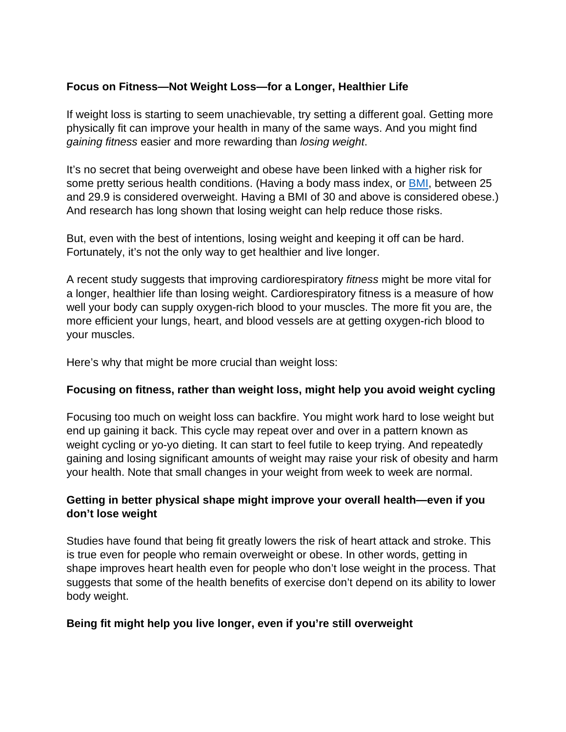# Focus on Fitness—Not Weight Loss—for a Longer, Healthier Life

If weight loss is starting to seem unachievable, try setting a different goal. Getting more physically fit can improve your health in many of the same ways. And you might find *gaining fitness* easier and more rewarding than *losing weight*.

It's no secret that being overweight and obese have been linked with a higher risk for some pretty serious health conditions. (Having a body mass index, or [BMI](), between 25 and 29.9 is considered overweight. Having a BMI of 30 and above is considered obese.) And research has long shown that losing weight can help reduce those risks.

But, even with the best of intentions, losing weight and keeping it off can be hard. Fortunately, it's not the only way to get healthier and live longer.

A recent study suggests that improving cardiorespiratory *fitness* might be more vital for a longer, healthier life than losing weight. Cardiorespiratory fitness is a measure of how well your body can supply oxygen-rich blood to your muscles. The more fit you are, the more efficient your lungs, heart, and blood vessels are at getting oxygen-rich blood to your muscles.

Here's why that might be more crucial than weight loss:

## Focusing on fitness, rather than weight loss, might help you avoid weight cycling

Focusing too much on weight loss can backfire. You might work hard to lose weight but end up gaining it back. This cycle may repeat over and over in a pattern known as weight cycling or yo-yo dieting. It can start to feel futile to keep trying. And repeatedly gaining and losing significant amounts of weight may raise your risk of obesity and harm your health. Note that small changes in your weight from week to week are normal.

## Getting in better physical shape might improve your overall health—even if you don't lose weight

Studies have found that being fit greatly lowers the risk of heart attack and stroke. This is true even for people who remain overweight or obese. In other words, getting in shape improves heart health even for people who don't lose weight in the process. That suggests that some of the health benefits of exercise don't depend on its ability to lower body weight.

## Being fit might help you live longer, even if you're still overweight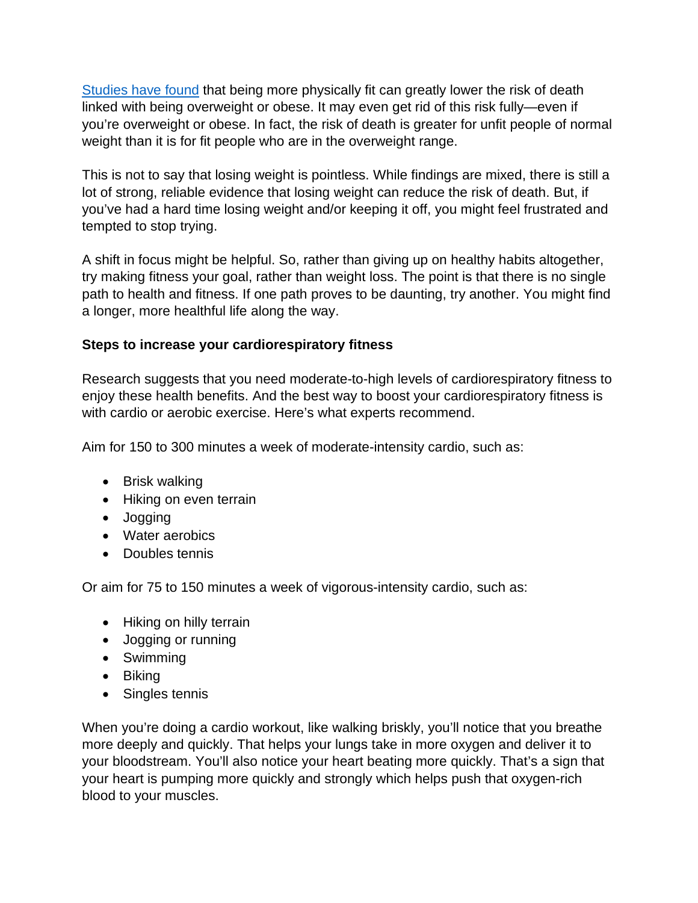[Studies have found]() that being more physically fit can greatly lower the risk of death linked with being overweight or obese. It may even get rid of this risk fully—even if you're overweight or obese. In fact, the risk of death is greater for unfit people of normal weight than it is for fit people who are in the overweight range.

This is not to say that losing weight is pointless. While findings are mixed, there is still a lot of strong, reliable evidence that losing weight can reduce the risk of death. But, if you've had a hard time losing weight and/or keeping it off, you might feel frustrated and tempted to stop trying.

A shift in focus might be helpful. So, rather than giving up on healthy habits altogether, try making fitness your goal, rather than weight loss. The point is that there is no single path to health and fitness. If one path proves to be daunting, try another. You might find a longer, more healthful life along the way.

**Steps to increase your cardiorespiratory fitness**

Research suggests that you need moderate-to-high levels of cardiorespiratory fitness to enjoy these health benefits. And the best way to boost your cardiorespiratory fitness is with cardio or aerobic exercise. Here's what experts recommend.

Aim for 150 to 300 minutes a week of moderate-intensity cardio, such as:

- Brisk walking
- Hiking on even terrain
- Jogging
- Water aerobics
- Doubles tennis

Or aim for 75 to 150 minutes a week of vigorous-intensity cardio, such as:

- Hiking on hilly terrain
- Jogging or running
- Swimming
- Biking
- Singles tennis

When you're doing a cardio workout, like walking briskly, you'll notice that you breathe more deeply and quickly. That helps your lungs take in more oxygen and deliver it to your bloodstream. You'll also notice your heart beating more quickly. That's a sign that your heart is pumping more quickly and strongly which helps push that oxygen-rich blood to your muscles.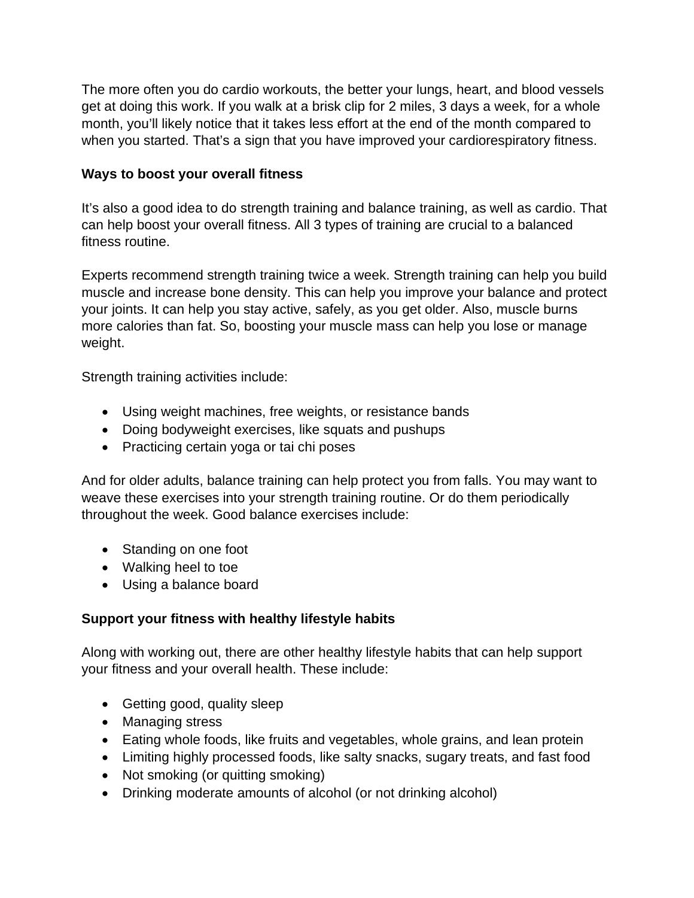The more often you do cardio workouts, the better your lungs, heart, and blood vessels get at doing this work. If you walk at a brisk clip for 2 miles, 3 days a week, for a whole month, you'll likely notice that it takes less effort at the end of the month compared to when you started. That's a sign that you have improved your cardiorespiratory fitness.

**Ways to boost your overall fitness**

It's also a good idea to do strength training and balance training, as well as cardio. That can help boost your overall fitness. All 3 types of training are crucial to a balanced fitness routine.

Experts recommend strength training twice a week. Strength training can help you build muscle and increase bone density. This can help you improve your balance and protect your joints. It can help you stay active, safely, as you get older. Also, muscle burns more calories than fat. So, boosting your muscle mass can help you lose or manage weight.

Strength training activities include:

- Using weight machines, free weights, or resistance bands
- Doing bodyweight exercises, like squats and pushups
- Practicing certain yoga or tai chi poses

And for older adults, balance training can help protect you from falls. You may want to weave these exercises into your strength training routine. Or do them periodically throughout the week. Good balance exercises include:

- Standing on one foot
- Walking heel to toe
- Using a balance board

**Support your fitness with healthy lifestyle habits**

Along with working out, there are other healthy lifestyle habits that can help support your fitness and your overall health. These include:

- Getting good, quality sleep
- Managing stress
- Eating whole foods, like fruits and vegetables, whole grains, and lean protein
- Limiting highly processed foods, like salty snacks, sugary treats, and fast food
- Not smoking (or quitting smoking)
- Drinking moderate amounts of alcohol (or not drinking alcohol)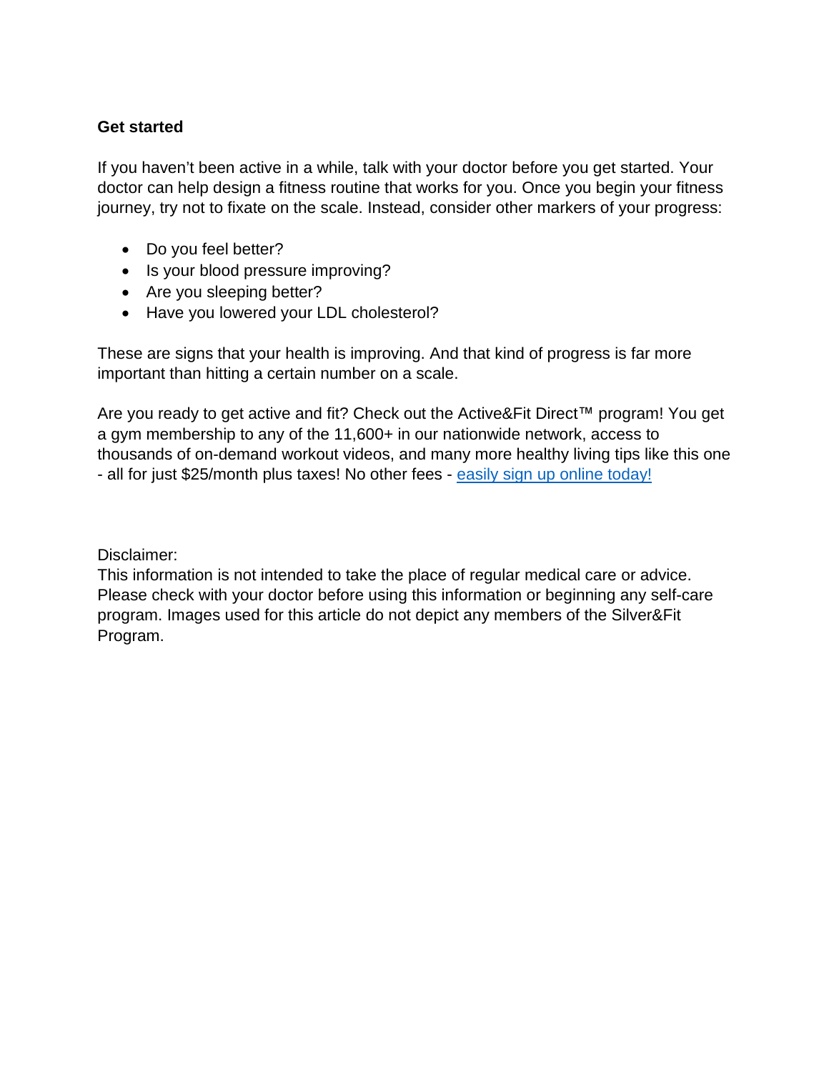**Get started**

If you haven't been active in a while, talk with your doctor before you get started. Your doctor can help design a fitness routine that works for you. Once you begin your fitness journey, try not to fixate on the scale. Instead, consider other markers of your progress:

- Do you feel better?
- Is your blood pressure improving?
- Are you sleeping better?
- Have you lowered your LDL cholesterol?

These are signs that your health is improving. And that kind of progress is far more important than hitting a certain number on a scale.

Are you ready to get active and fit? Check out the Active&Fit Direct™ program! You get a gym membership to any of the 11,600+ in our nationwide network, access to thousands of on-demand workout videos, and many more healthy living tips like this one - all for just $25/month plus taxes! No other fees - easily sign up online today!

Disclaimer:
This information is not intended to take the place of regular medical care or advice. Please check with your doctor before using this information or beginning any self-care program. Images used for this article do not depict any members of the Silver&Fit Program.